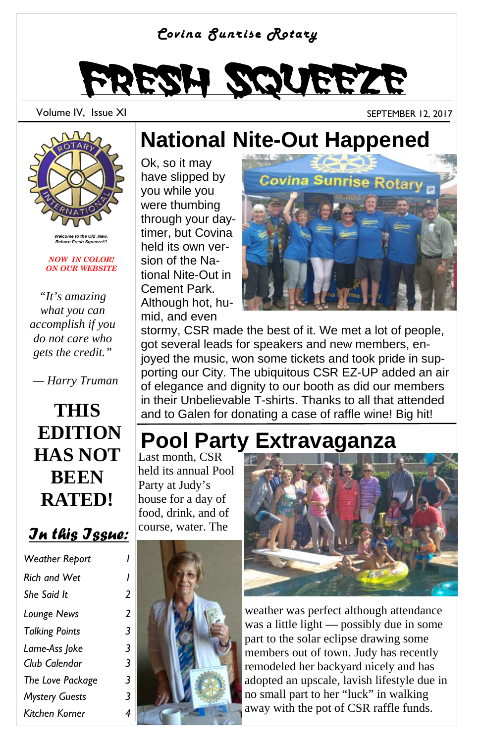*Covina Sunrise Rotary*

# FRESH SQUEEZE

Volume IV, Issue XI

SEPTEMBER 12, 2017

*Welcome to the Old ,New, Reborn Fresh Squeeze!!!*

*NOW IN COLOR! ON OUR WEBSITE*

*"It's amazing what you can accomplish if you do not care who gets the credit."*

*— Harry Truman*

**THIS EDITION HAS NOT BEEN RATED!**

## In this Issue:

| | |
|---|---|
| *Weather Report* | *1* |
| *Rich and Wet* | *1* |
| *She Said It* | *2* |
| *Lounge News* | *2* |
| *Talking Points* | *3* |
| *Lame-Ass Joke* | *3* |
| *Club Calendar* | *3* |
| *The Love Package* | *3* |
| *Mystery Guests* | *3* |
| *Kitchen Korner* | *4* |

## National Nite-Out Happened

Ok, so it may have slipped by you while you were thumbing through your day-timer, but Covina held its own version of the National Nite-Out in Cement Park. Although hot, humid, and even stormy, CSR made the best of it. We met a lot of people, got several leads for speakers and new members, enjoyed the music, won some tickets and took pride in supporting our City. The ubiquitous CSR EZ-UP added an air of elegance and dignity to our booth as did our members in their Unbelievable T-shirts. Thanks to all that attended and to Galen for donating a case of raffle wine! Big hit!

## Pool Party Extravaganza

Last month, CSR held its annual Pool Party at Judy's house for a day of food, drink, and of course, water. The weather was perfect although attendance was a little light — possibly due in some part to the solar eclipse drawing some members out of town. Judy has recently remodeled her backyard nicely and has adopted an upscale, lavish lifestyle due in no small part to her "luck" in walking away with the pot of CSR raffle funds.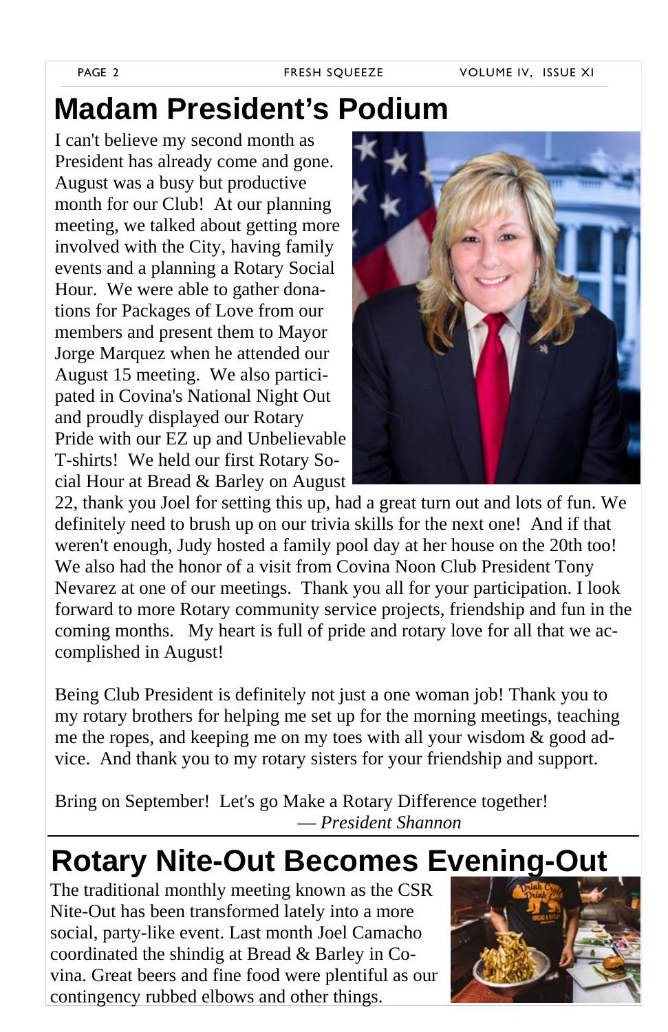# Madam President's Podium

I can't believe my second month as President has already come and gone. August was a busy but productive month for our Club! At our planning meeting, we talked about getting more involved with the City, having family events and a planning a Rotary Social Hour. We were able to gather donations for Packages of Love from our members and present them to Mayor Jorge Marquez when he attended our August 15 meeting. We also participated in Covina's National Night Out and proudly displayed our Rotary Pride with our EZ up and Unbelievable T-shirts! We held our first Rotary Social Hour at Bread & Barley on August 22, thank you Joel for setting this up, had a great turn out and lots of fun. We definitely need to brush up on our trivia skills for the next one! And if that weren't enough, Judy hosted a family pool day at her house on the 20th too! We also had the honor of a visit from Covina Noon Club President Tony Nevarez at one of our meetings. Thank you all for your participation. I look forward to more Rotary community service projects, friendship and fun in the coming months. My heart is full of pride and rotary love for all that we accomplished in August!

Being Club President is definitely not just a one woman job! Thank you to my rotary brothers for helping me set up for the morning meetings, teaching me the ropes, and keeping me on my toes with all your wisdom & good advice. And thank you to my rotary sisters for your friendship and support.

Bring on September! Let's go Make a Rotary Difference together!

— *President Shannon*

# Rotary Nite-Out Becomes Evening-Out

The traditional monthly meeting known as the CSR Nite-Out has been transformed lately into a more social, party-like event. Last month Joel Camacho coordinated the shindig at Bread & Barley in Covina. Great beers and fine food were plentiful as our contingency rubbed elbows and other things.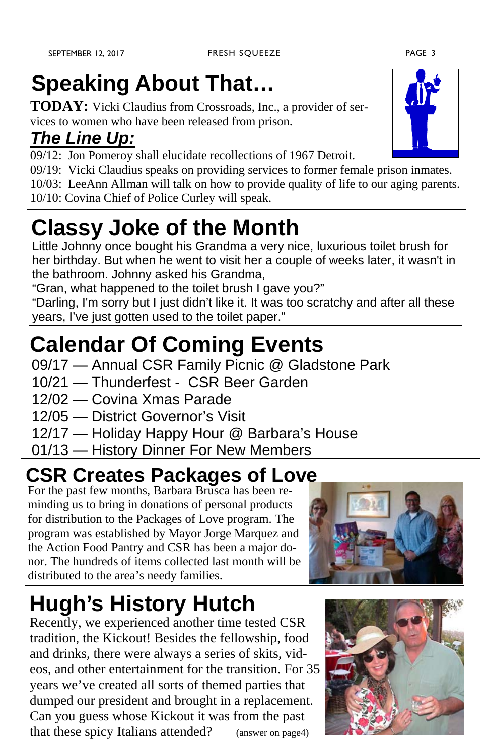# Speaking About That…

**TODAY:** Vicki Claudius from Crossroads, Inc., a provider of services to women who have been released from prison.

## ***The Line Up:***

09/12: Jon Pomeroy shall elucidate recollections of 1967 Detroit.
09/19: Vicki Claudius speaks on providing services to former female prison inmates.
10/03: LeeAnn Allman will talk on how to provide quality of life to our aging parents.
10/10: Covina Chief of Police Curley will speak.

# Classy Joke of the Month

Little Johnny once bought his Grandma a very nice, luxurious toilet brush for her birthday. But when he went to visit her a couple of weeks later, it wasn't in the bathroom. Johnny asked his Grandma,
"Gran, what happened to the toilet brush I gave you?"
"Darling, I'm sorry but I just didn't like it. It was too scratchy and after all these years, I've just gotten used to the toilet paper."

# Calendar Of Coming Events

09/17 — Annual CSR Family Picnic @ Gladstone Park
10/21 — Thunderfest - CSR Beer Garden
12/02 — Covina Xmas Parade
12/05 — District Governor's Visit
12/17 — Holiday Happy Hour @ Barbara's House
01/13 — History Dinner For New Members

# CSR Creates Packages of Love

For the past few months, Barbara Brusca has been reminding us to bring in donations of personal products for distribution to the Packages of Love program. The program was established by Mayor Jorge Marquez and the Action Food Pantry and CSR has been a major donor. The hundreds of items collected last month will be distributed to the area's needy families.

# Hugh's History Hutch

Recently, we experienced another time tested CSR tradition, the Kickout! Besides the fellowship, food and drinks, there were always a series of skits, videos, and other entertainment for the transition. For 35 years we've created all sorts of themed parties that dumped our president and brought in a replacement. Can you guess whose Kickout it was from the past that these spicy Italians attended? (answer on page4)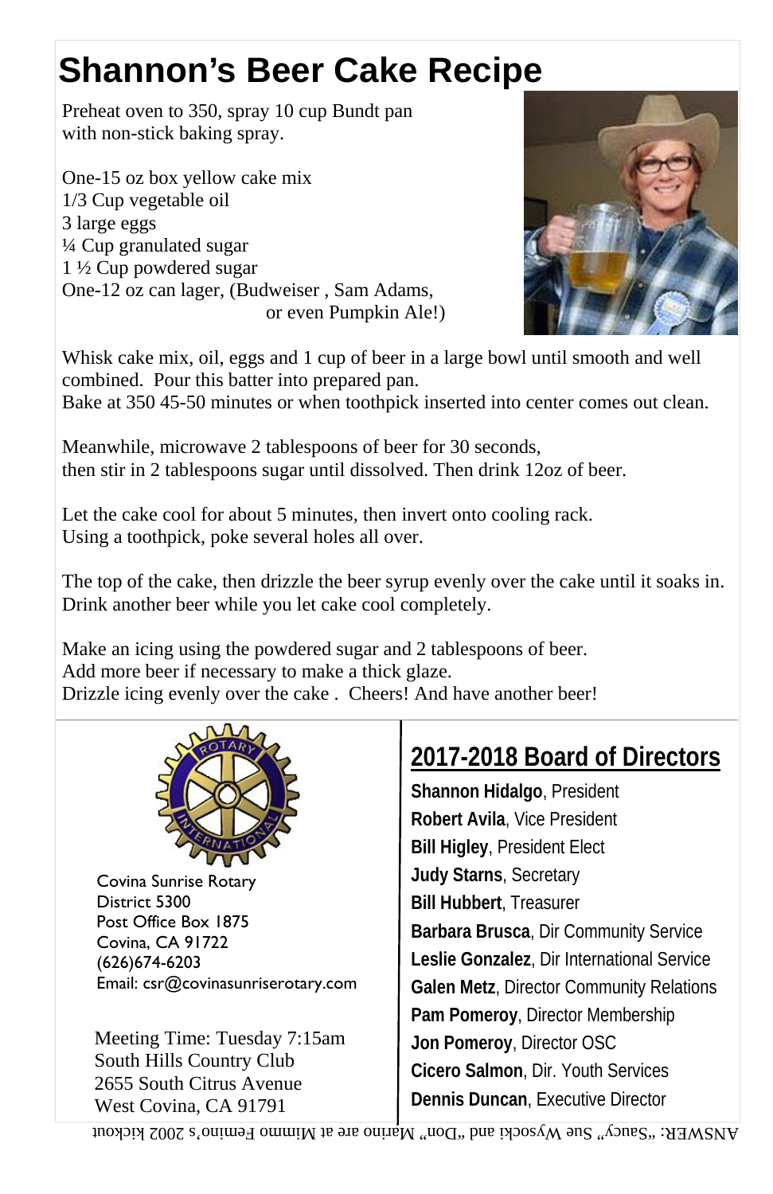# Shannon's Beer Cake Recipe

Preheat oven to 350, spray 10 cup Bundt pan with non-stick baking spray.

One-15 oz box yellow cake mix
1/3 Cup vegetable oil
3 large eggs
¼ Cup granulated sugar
1 ½ Cup powdered sugar
One-12 oz can lager, (Budweiser , Sam Adams, or even Pumpkin Ale!)

Whisk cake mix, oil, eggs and 1 cup of beer in a large bowl until smooth and well combined. Pour this batter into prepared pan.
Bake at 350 45-50 minutes or when toothpick inserted into center comes out clean.

Meanwhile, microwave 2 tablespoons of beer for 30 seconds, then stir in 2 tablespoons sugar until dissolved. Then drink 12oz of beer.

Let the cake cool for about 5 minutes, then invert onto cooling rack.
Using a toothpick, poke several holes all over.

The top of the cake, then drizzle the beer syrup evenly over the cake until it soaks in.
Drink another beer while you let cake cool completely.

Make an icing using the powdered sugar and 2 tablespoons of beer.
Add more beer if necessary to make a thick glaze.
Drizzle icing evenly over the cake . Cheers! And have another beer!

Covina Sunrise Rotary
District 5300
Post Office Box 1875
Covina, CA 91722
(626)674-6203
Email: csr@covinasunriserotary.com

Meeting Time: Tuesday 7:15am
South Hills Country Club
2655 South Citrus Avenue
West Covina, CA 91791

## 2017-2018 Board of Directors

**Shannon Hidalgo**, President
**Robert Avila**, Vice President
**Bill Higley**, President Elect
**Judy Starns**, Secretary
**Bill Hubbert**, Treasurer
**Barbara Brusca**, Dir Community Service
**Leslie Gonzalez**, Dir International Service
**Galen Metz**, Director Community Relations
**Pam Pomeroy**, Director Membership
**Jon Pomeroy**, Director OSC
**Cicero Salmon**, Dir. Youth Services
**Dennis Duncan**, Executive Director

ANSWER: "Saucy" Sue Wysocki and "Don" Marino are at Mimmo Femino's 2002 kickout